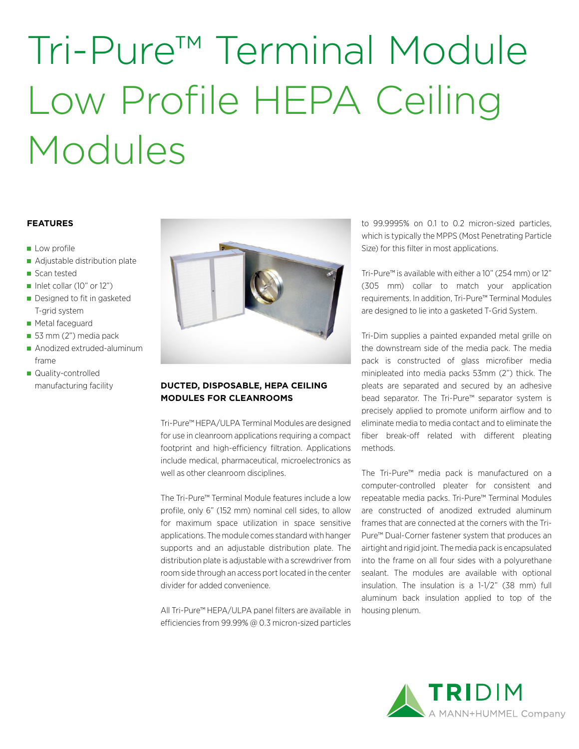# Tri-Pure™ Terminal Module Low Profile HEPA Ceiling Modules

**FEATURES**

- Low profile
- Adjustable distribution plate
- Scan tested
- Inlet collar (10" or 12")
- Designed to fit in gasketed T-grid system
- Metal faceguard
- 53 mm (2") media pack
- Anodized extruded-aluminum frame
- Quality-controlled manufacturing facility

**DUCTED, DISPOSABLE, HEPA CEILING MODULES FOR CLEANROOMS**

Tri-Pure™ HEPA/ULPA Terminal Modules are designed for use in cleanroom applications requiring a compact footprint and high-efficiency filtration. Applications include medical, pharmaceutical, microelectronics as well as other cleanroom disciplines.

The Tri-Pure™ Terminal Module features include a low profile, only 6" (152 mm) nominal cell sides, to allow for maximum space utilization in space sensitive applications. The module comes standard with hanger supports and an adjustable distribution plate. The distribution plate is adjustable with a screwdriver from room side through an access port located in the center divider for added convenience.

All Tri-Pure™ HEPA/ULPA panel filters are available in efficiencies from 99.99% @ 0.3 micron-sized particles to 99.9995% on 0.1 to 0.2 micron-sized particles, which is typically the MPPS (Most Penetrating Particle Size) for this filter in most applications.

Tri-Pure™ is available with either a 10" (254 mm) or 12" (305 mm) collar to match your application requirements. In addition, Tri-Pure™ Terminal Modules are designed to lie into a gasketed T-Grid System.

Tri-Dim supplies a painted expanded metal grille on the downstream side of the media pack. The media pack is constructed of glass microfiber media minipleated into media packs 53mm (2") thick. The pleats are separated and secured by an adhesive bead separator. The Tri-Pure™ separator system is precisely applied to promote uniform airflow and to eliminate media to media contact and to eliminate the fiber break-off related with different pleating methods.

The Tri-Pure™ media pack is manufactured on a computer-controlled pleater for consistent and repeatable media packs. Tri-Pure™ Terminal Modules are constructed of anodized extruded aluminum frames that are connected at the corners with the Tri-Pure™ Dual-Corner fastener system that produces an airtight and rigid joint. The media pack is encapsulated into the frame on all four sides with a polyurethane sealant. The modules are available with optional insulation. The insulation is a 1-1/2" (38 mm) full aluminum back insulation applied to top of the housing plenum.

TRIDIM
A MANN+HUMMEL Company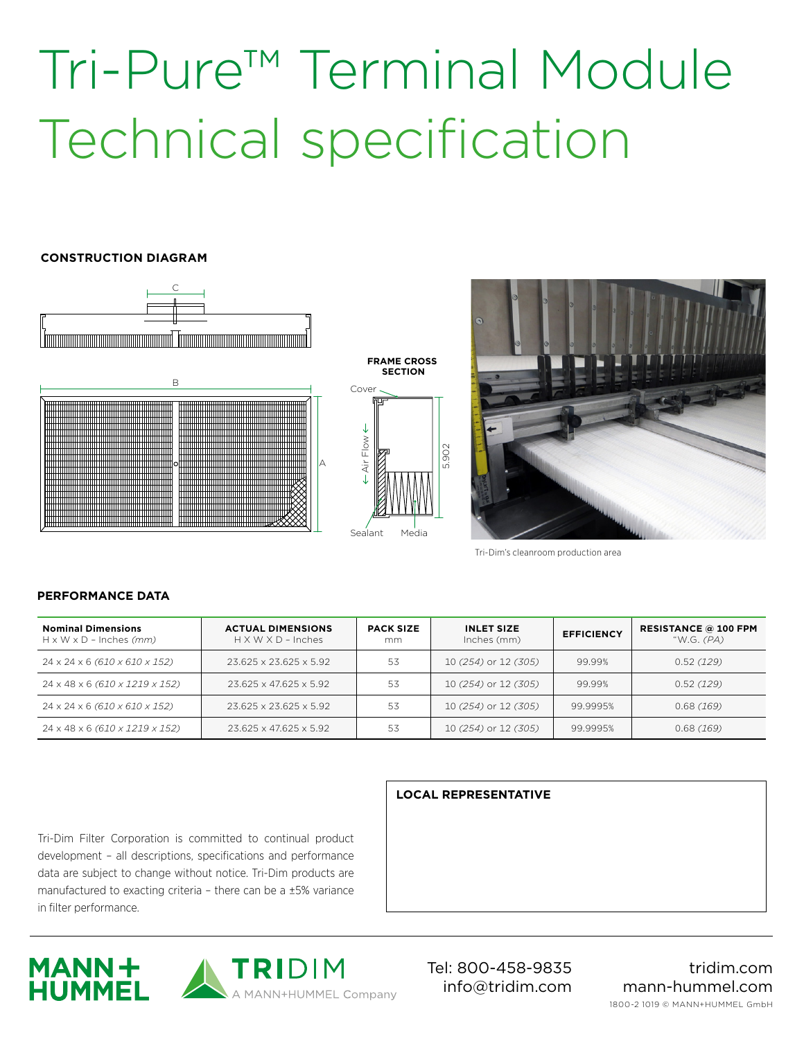# Tri-Pure™ Terminal Module Technical specification

**CONSTRUCTION DIAGRAM**

C

B

A

**FRAME CROSS SECTION**

Cover

Air Flow

5.902

Sealant

Media

Tri-Dim's cleanroom production area

**PERFORMANCE DATA**

| **Nominal Dimensions** H x W x D – Inches *(mm)* | **ACTUAL DIMENSIONS** H X W X D – Inches | **PACK SIZE** mm | **INLET SIZE** Inches (mm) | **EFFICIENCY** | **RESISTANCE @ 100 FPM** "W.G. *(PA)* |
|---|---|---|---|---|---|
| 24 x 24 x 6 *(610 x 610 x 152)* | 23.625 x 23.625 x 5.92 | 53 | 10 *(254)* or 12 *(305)* | 99.99% | 0.52 *(129)* |
| 24 x 48 x 6 *(610 x 1219 x 152)* | 23.625 x 47.625 x 5.92 | 53 | 10 *(254)* or 12 *(305)* | 99.99% | 0.52 *(129)* |
| 24 x 24 x 6 *(610 x 610 x 152)* | 23.625 x 23.625 x 5.92 | 53 | 10 *(254)* or 12 *(305)* | 99.9995% | 0.68 *(169)* |
| 24 x 48 x 6 *(610 x 1219 x 152)* | 23.625 x 47.625 x 5.92 | 53 | 10 *(254)* or 12 *(305)* | 99.9995% | 0.68 *(169)* |

Tri-Dim Filter Corporation is committed to continual product development – all descriptions, specifications and performance data are subject to change without notice. Tri-Dim products are manufactured to exacting criteria – there can be a ±5% variance in filter performance.

**LOCAL REPRESENTATIVE**

MANN+HUMMEL

TRIDIM
A MANN+HUMMEL Company

Tel: 800-458-9835
info@tridim.com

tridim.com
mann-hummel.com

1800-2 1019 © MANN+HUMMEL GmbH